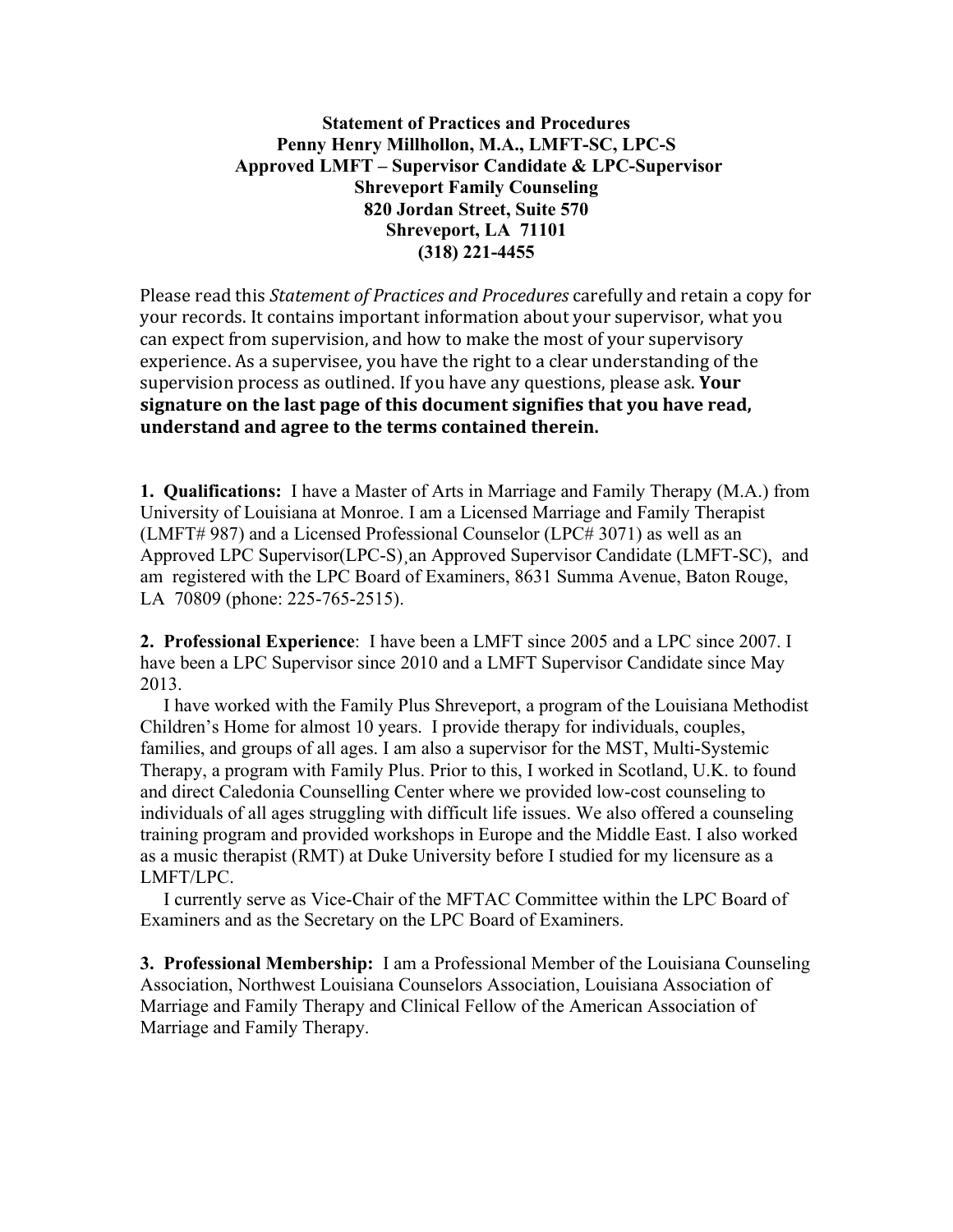**Statement of Practices and Procedures**
**Penny Henry Millhollon, M.A., LMFT-SC, LPC-S**
**Approved LMFT – Supervisor Candidate & LPC-Supervisor**
**Shreveport Family Counseling**
**820 Jordan Street, Suite 570**
**Shreveport, LA 71101**
**(318) 221-4455**

Please read this *Statement of Practices and Procedures* carefully and retain a copy for your records. It contains important information about your supervisor, what you can expect from supervision, and how to make the most of your supervisory experience. As a supervisee, you have the right to a clear understanding of the supervision process as outlined. If you have any questions, please ask. **Your signature on the last page of this document signifies that you have read, understand and agree to the terms contained therein.**

**1. Qualifications:** I have a Master of Arts in Marriage and Family Therapy (M.A.) from University of Louisiana at Monroe. I am a Licensed Marriage and Family Therapist (LMFT# 987) and a Licensed Professional Counselor (LPC# 3071) as well as an Approved LPC Supervisor(LPC-S)¸an Approved Supervisor Candidate (LMFT-SC), and am registered with the LPC Board of Examiners, 8631 Summa Avenue, Baton Rouge, LA 70809 (phone: 225-765-2515).

**2. Professional Experience**: I have been a LMFT since 2005 and a LPC since 2007. I have been a LPC Supervisor since 2010 and a LMFT Supervisor Candidate since May 2013.

I have worked with the Family Plus Shreveport, a program of the Louisiana Methodist Children's Home for almost 10 years. I provide therapy for individuals, couples, families, and groups of all ages. I am also a supervisor for the MST, Multi-Systemic Therapy, a program with Family Plus. Prior to this, I worked in Scotland, U.K. to found and direct Caledonia Counselling Center where we provided low-cost counseling to individuals of all ages struggling with difficult life issues. We also offered a counseling training program and provided workshops in Europe and the Middle East. I also worked as a music therapist (RMT) at Duke University before I studied for my licensure as a LMFT/LPC.

I currently serve as Vice-Chair of the MFTAC Committee within the LPC Board of Examiners and as the Secretary on the LPC Board of Examiners.

**3. Professional Membership:** I am a Professional Member of the Louisiana Counseling Association, Northwest Louisiana Counselors Association, Louisiana Association of Marriage and Family Therapy and Clinical Fellow of the American Association of Marriage and Family Therapy.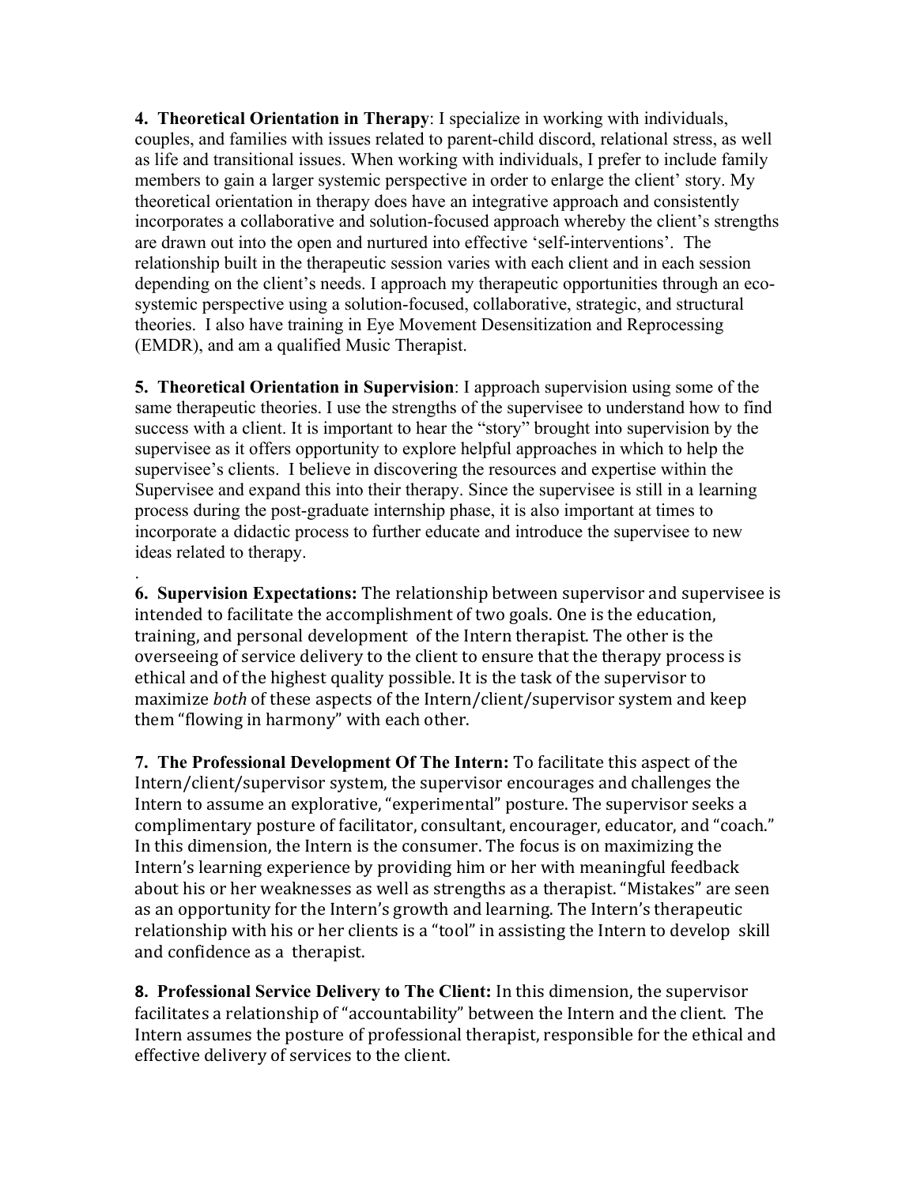**4. Theoretical Orientation in Therapy**: I specialize in working with individuals, couples, and families with issues related to parent-child discord, relational stress, as well as life and transitional issues. When working with individuals, I prefer to include family members to gain a larger systemic perspective in order to enlarge the client' story. My theoretical orientation in therapy does have an integrative approach and consistently incorporates a collaborative and solution-focused approach whereby the client's strengths are drawn out into the open and nurtured into effective 'self-interventions'. The relationship built in the therapeutic session varies with each client and in each session depending on the client's needs. I approach my therapeutic opportunities through an eco-systemic perspective using a solution-focused, collaborative, strategic, and structural theories. I also have training in Eye Movement Desensitization and Reprocessing (EMDR), and am a qualified Music Therapist.

**5. Theoretical Orientation in Supervision**: I approach supervision using some of the same therapeutic theories. I use the strengths of the supervisee to understand how to find success with a client. It is important to hear the "story" brought into supervision by the supervisee as it offers opportunity to explore helpful approaches in which to help the supervisee's clients. I believe in discovering the resources and expertise within the Supervisee and expand this into their therapy. Since the supervisee is still in a learning process during the post-graduate internship phase, it is also important at times to incorporate a didactic process to further educate and introduce the supervisee to new ideas related to therapy.

.

**6. Supervision Expectations:** The relationship between supervisor and supervisee is intended to facilitate the accomplishment of two goals. One is the education, training, and personal development of the Intern therapist. The other is the overseeing of service delivery to the client to ensure that the therapy process is ethical and of the highest quality possible. It is the task of the supervisor to maximize *both* of these aspects of the Intern/client/supervisor system and keep them "flowing in harmony" with each other.

**7. The Professional Development Of The Intern:** To facilitate this aspect of the Intern/client/supervisor system, the supervisor encourages and challenges the Intern to assume an explorative, "experimental" posture. The supervisor seeks a complimentary posture of facilitator, consultant, encourager, educator, and "coach." In this dimension, the Intern is the consumer. The focus is on maximizing the Intern's learning experience by providing him or her with meaningful feedback about his or her weaknesses as well as strengths as a therapist. "Mistakes" are seen as an opportunity for the Intern's growth and learning. The Intern's therapeutic relationship with his or her clients is a "tool" in assisting the Intern to develop skill and confidence as a therapist.

**8. Professional Service Delivery to The Client:** In this dimension, the supervisor facilitates a relationship of "accountability" between the Intern and the client. The Intern assumes the posture of professional therapist, responsible for the ethical and effective delivery of services to the client.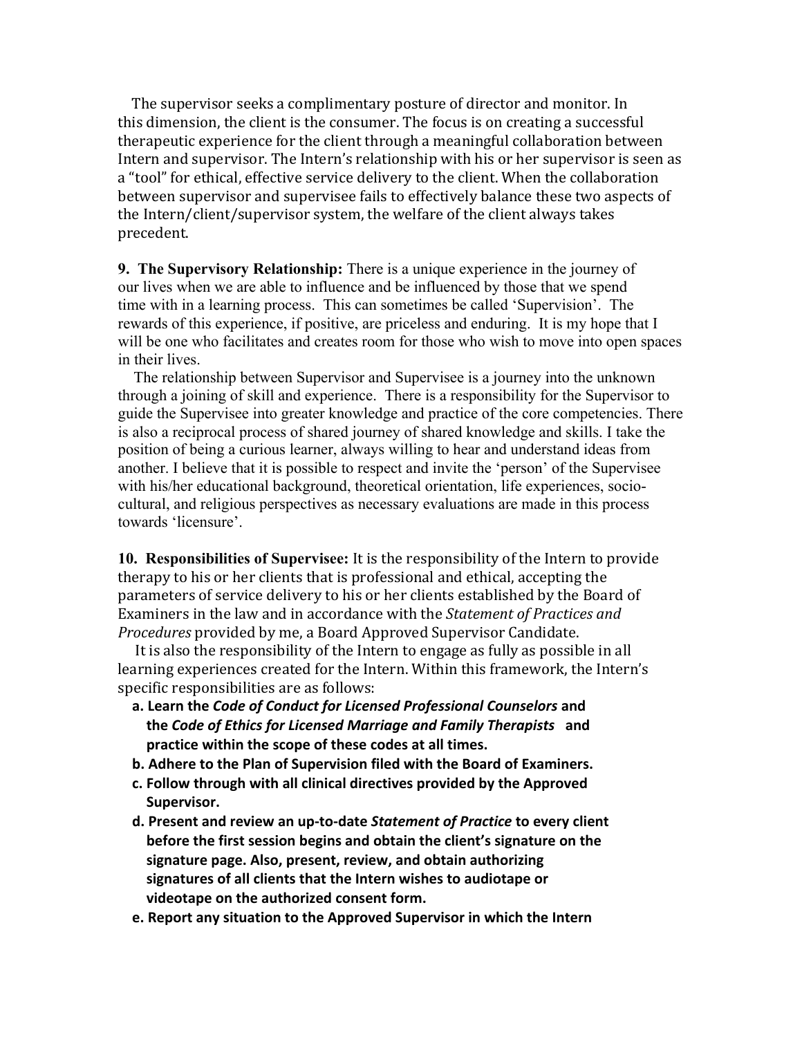The supervisor seeks a complimentary posture of director and monitor. In this dimension, the client is the consumer. The focus is on creating a successful therapeutic experience for the client through a meaningful collaboration between Intern and supervisor. The Intern's relationship with his or her supervisor is seen as a "tool" for ethical, effective service delivery to the client. When the collaboration between supervisor and supervisee fails to effectively balance these two aspects of the Intern/client/supervisor system, the welfare of the client always takes precedent.

**9. The Supervisory Relationship:** There is a unique experience in the journey of our lives when we are able to influence and be influenced by those that we spend time with in a learning process. This can sometimes be called 'Supervision'. The rewards of this experience, if positive, are priceless and enduring. It is my hope that I will be one who facilitates and creates room for those who wish to move into open spaces in their lives.

The relationship between Supervisor and Supervisee is a journey into the unknown through a joining of skill and experience. There is a responsibility for the Supervisor to guide the Supervisee into greater knowledge and practice of the core competencies. There is also a reciprocal process of shared journey of shared knowledge and skills. I take the position of being a curious learner, always willing to hear and understand ideas from another. I believe that it is possible to respect and invite the 'person' of the Supervisee with his/her educational background, theoretical orientation, life experiences, socio-cultural, and religious perspectives as necessary evaluations are made in this process towards 'licensure'.

**10. Responsibilities of Supervisee:** It is the responsibility of the Intern to provide therapy to his or her clients that is professional and ethical, accepting the parameters of service delivery to his or her clients established by the Board of Examiners in the law and in accordance with the *Statement of Practices and Procedures* provided by me, a Board Approved Supervisor Candidate.

It is also the responsibility of the Intern to engage as fully as possible in all learning experiences created for the Intern. Within this framework, the Intern's specific responsibilities are as follows:

a. **Learn the *Code of Conduct for Licensed Professional Counselors* and the *Code of Ethics for Licensed Marriage and Family Therapists* and practice within the scope of these codes at all times.**
b. **Adhere to the Plan of Supervision filed with the Board of Examiners.**
c. **Follow through with all clinical directives provided by the Approved Supervisor.**
d. **Present and review an up-to-date *Statement of Practice* to every client before the first session begins and obtain the client's signature on the signature page. Also, present, review, and obtain authorizing signatures of all clients that the Intern wishes to audiotape or videotape on the authorized consent form.**
e. **Report any situation to the Approved Supervisor in which the Intern**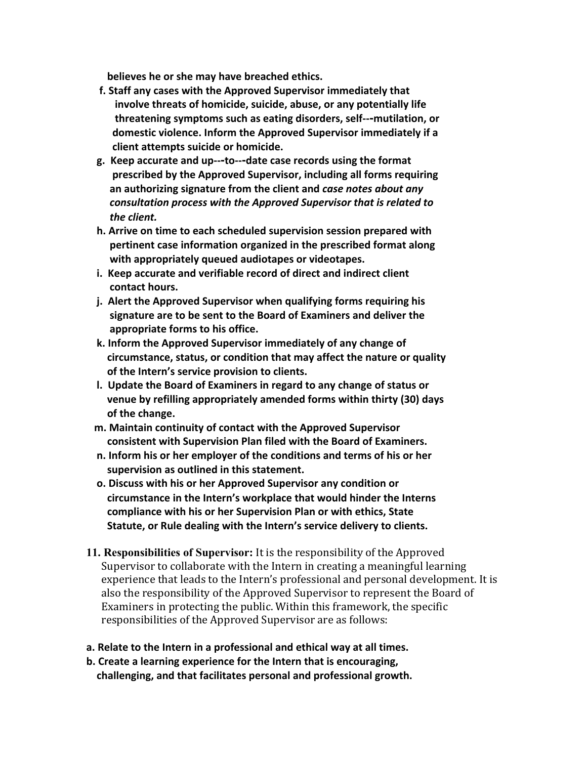**believes he or she may have breached ethics.**

**f. Staff any cases with the Approved Supervisor immediately that involve threats of homicide, suicide, abuse, or any potentially life threatening symptoms such as eating disorders, self---mutilation, or domestic violence. Inform the Approved Supervisor immediately if a client attempts suicide or homicide.**

**g. Keep accurate and up---to---date case records using the format prescribed by the Approved Supervisor, including all forms requiring an authorizing signature from the client and *case notes about any consultation process with the Approved Supervisor that is related to the client.***

**h. Arrive on time to each scheduled supervision session prepared with pertinent case information organized in the prescribed format along with appropriately queued audiotapes or videotapes.**

**i. Keep accurate and verifiable record of direct and indirect client contact hours.**

**j. Alert the Approved Supervisor when qualifying forms requiring his signature are to be sent to the Board of Examiners and deliver the appropriate forms to his office.**

**k. Inform the Approved Supervisor immediately of any change of circumstance, status, or condition that may affect the nature or quality of the Intern's service provision to clients.**

**l. Update the Board of Examiners in regard to any change of status or venue by refilling appropriately amended forms within thirty (30) days of the change.**

**m. Maintain continuity of contact with the Approved Supervisor consistent with Supervision Plan filed with the Board of Examiners.**

**n. Inform his or her employer of the conditions and terms of his or her supervision as outlined in this statement.**

**o. Discuss with his or her Approved Supervisor any condition or circumstance in the Intern's workplace that would hinder the Interns compliance with his or her Supervision Plan or with ethics, State Statute, or Rule dealing with the Intern's service delivery to clients.**

**11. Responsibilities of Supervisor:** It is the responsibility of the Approved Supervisor to collaborate with the Intern in creating a meaningful learning experience that leads to the Intern's professional and personal development. It is also the responsibility of the Approved Supervisor to represent the Board of Examiners in protecting the public. Within this framework, the specific responsibilities of the Approved Supervisor are as follows:

**a. Relate to the Intern in a professional and ethical way at all times.**

**b. Create a learning experience for the Intern that is encouraging, challenging, and that facilitates personal and professional growth.**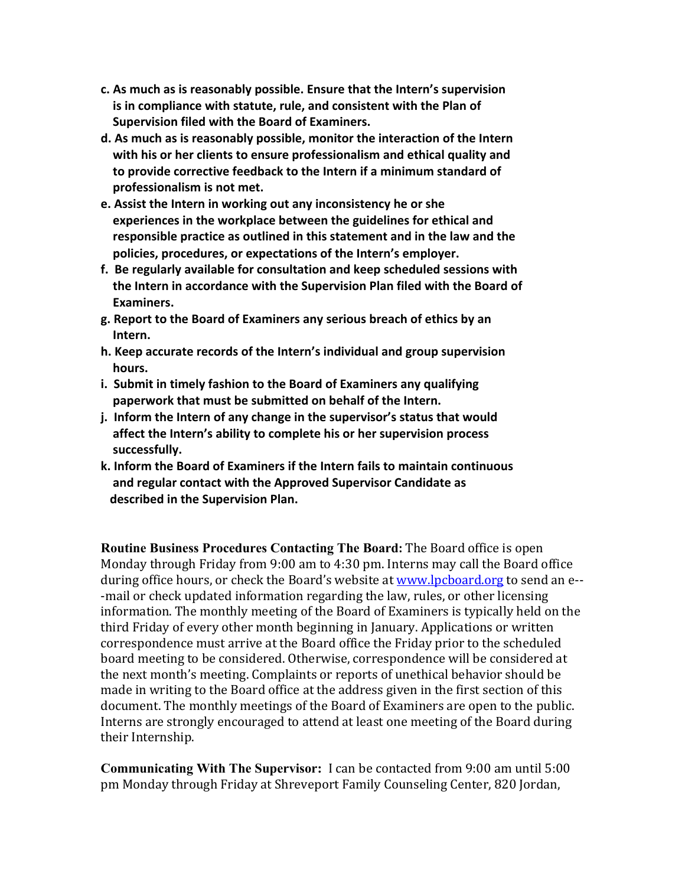**c. As much as is reasonably possible. Ensure that the Intern's supervision is in compliance with statute, rule, and consistent with the Plan of Supervision filed with the Board of Examiners.**

**d. As much as is reasonably possible, monitor the interaction of the Intern with his or her clients to ensure professionalism and ethical quality and to provide corrective feedback to the Intern if a minimum standard of professionalism is not met.**

**e. Assist the Intern in working out any inconsistency he or she experiences in the workplace between the guidelines for ethical and responsible practice as outlined in this statement and in the law and the policies, procedures, or expectations of the Intern's employer.**

**f. Be regularly available for consultation and keep scheduled sessions with the Intern in accordance with the Supervision Plan filed with the Board of Examiners.**

**g. Report to the Board of Examiners any serious breach of ethics by an Intern.**

**h. Keep accurate records of the Intern's individual and group supervision hours.**

**i. Submit in timely fashion to the Board of Examiners any qualifying paperwork that must be submitted on behalf of the Intern.**

**j. Inform the Intern of any change in the supervisor's status that would affect the Intern's ability to complete his or her supervision process successfully.**

**k. Inform the Board of Examiners if the Intern fails to maintain continuous and regular contact with the Approved Supervisor Candidate as described in the Supervision Plan.**

**Routine Business Procedures Contacting The Board:** The Board office is open Monday through Friday from 9:00 am to 4:30 pm. Interns may call the Board office during office hours, or check the Board's website at www.lpcboard.org to send an e---mail or check updated information regarding the law, rules, or other licensing information. The monthly meeting of the Board of Examiners is typically held on the third Friday of every other month beginning in January. Applications or written correspondence must arrive at the Board office the Friday prior to the scheduled board meeting to be considered. Otherwise, correspondence will be considered at the next month's meeting. Complaints or reports of unethical behavior should be made in writing to the Board office at the address given in the first section of this document. The monthly meetings of the Board of Examiners are open to the public. Interns are strongly encouraged to attend at least one meeting of the Board during their Internship.

**Communicating With The Supervisor:** I can be contacted from 9:00 am until 5:00 pm Monday through Friday at Shreveport Family Counseling Center, 820 Jordan,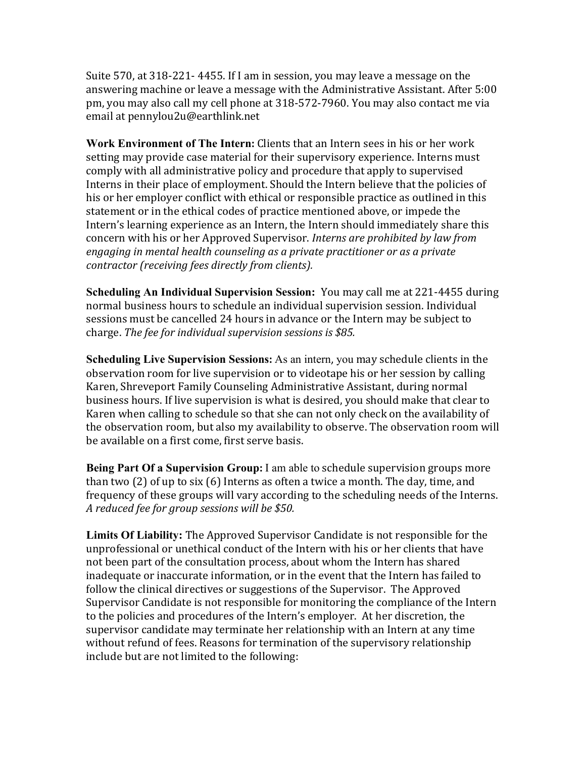Suite 570, at 318-221- 4455. If I am in session, you may leave a message on the answering machine or leave a message with the Administrative Assistant. After 5:00 pm, you may also call my cell phone at 318-572-7960. You may also contact me via email at pennylou2u@earthlink.net

**Work Environment of The Intern:** Clients that an Intern sees in his or her work setting may provide case material for their supervisory experience. Interns must comply with all administrative policy and procedure that apply to supervised Interns in their place of employment. Should the Intern believe that the policies of his or her employer conflict with ethical or responsible practice as outlined in this statement or in the ethical codes of practice mentioned above, or impede the Intern's learning experience as an Intern, the Intern should immediately share this concern with his or her Approved Supervisor. *Interns are prohibited by law from engaging in mental health counseling as a private practitioner or as a private contractor (receiving fees directly from clients).*

**Scheduling An Individual Supervision Session:** You may call me at 221-4455 during normal business hours to schedule an individual supervision session. Individual sessions must be cancelled 24 hours in advance or the Intern may be subject to charge. *The fee for individual supervision sessions is $85.*

**Scheduling Live Supervision Sessions:** As an intern, you may schedule clients in the observation room for live supervision or to videotape his or her session by calling Karen, Shreveport Family Counseling Administrative Assistant, during normal business hours. If live supervision is what is desired, you should make that clear to Karen when calling to schedule so that she can not only check on the availability of the observation room, but also my availability to observe. The observation room will be available on a first come, first serve basis.

**Being Part Of a Supervision Group:** I am able to schedule supervision groups more than two (2) of up to six (6) Interns as often a twice a month. The day, time, and frequency of these groups will vary according to the scheduling needs of the Interns. *A reduced fee for group sessions will be $50.*

**Limits Of Liability:** The Approved Supervisor Candidate is not responsible for the unprofessional or unethical conduct of the Intern with his or her clients that have not been part of the consultation process, about whom the Intern has shared inadequate or inaccurate information, or in the event that the Intern has failed to follow the clinical directives or suggestions of the Supervisor. The Approved Supervisor Candidate is not responsible for monitoring the compliance of the Intern to the policies and procedures of the Intern's employer. At her discretion, the supervisor candidate may terminate her relationship with an Intern at any time without refund of fees. Reasons for termination of the supervisory relationship include but are not limited to the following: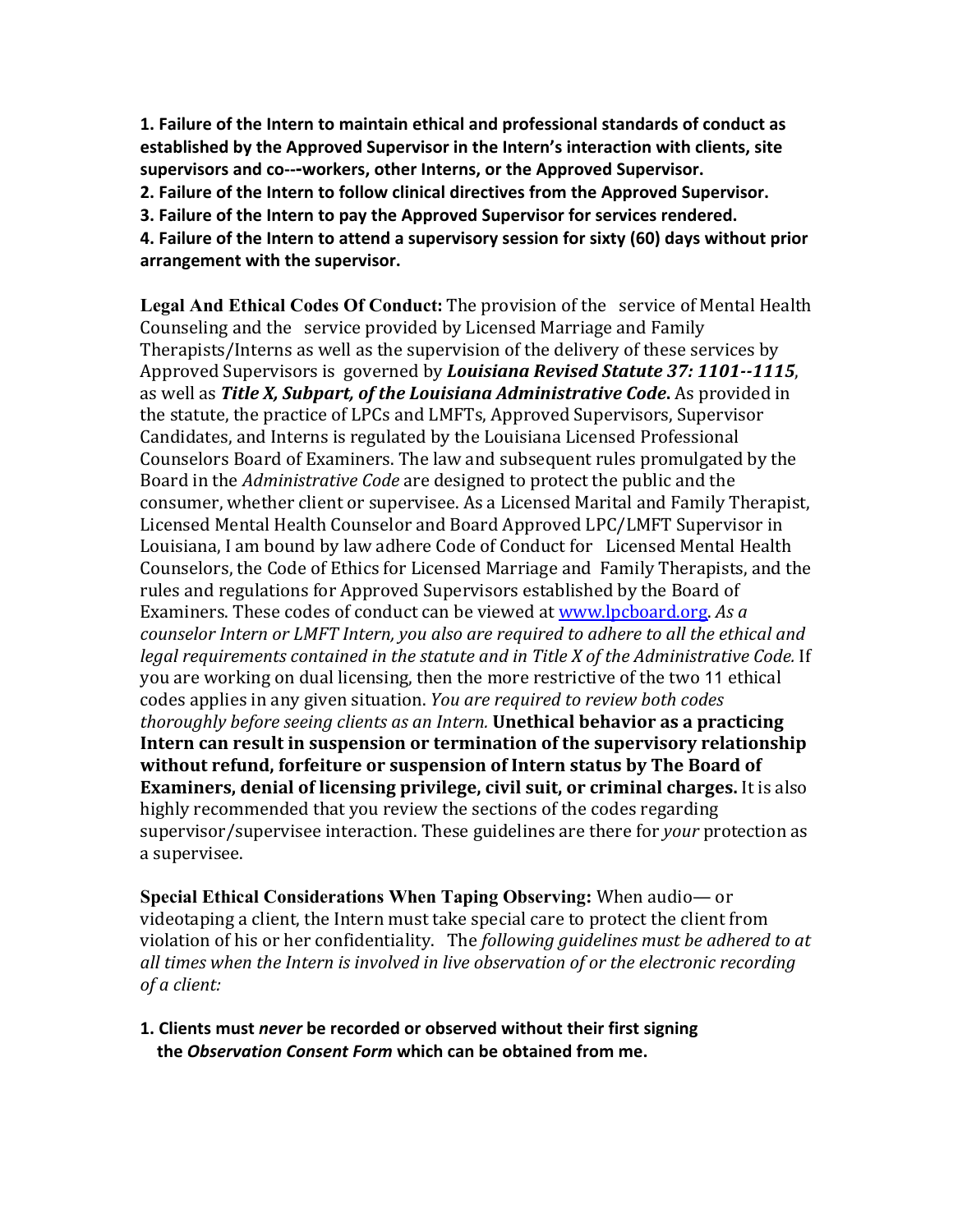**1. Failure of the Intern to maintain ethical and professional standards of conduct as established by the Approved Supervisor in the Intern's interaction with clients, site supervisors and co---workers, other Interns, or the Approved Supervisor.**

**2. Failure of the Intern to follow clinical directives from the Approved Supervisor.**

**3. Failure of the Intern to pay the Approved Supervisor for services rendered.**

**4. Failure of the Intern to attend a supervisory session for sixty (60) days without prior arrangement with the supervisor.**

**Legal And Ethical Codes Of Conduct:** The provision of the service of Mental Health Counseling and the service provided by Licensed Marriage and Family Therapists/Interns as well as the supervision of the delivery of these services by Approved Supervisors is governed by ***Louisiana Revised Statute 37: 1101--1115***, as well as ***Title X, Subpart, of the Louisiana Administrative Code***. As provided in the statute, the practice of LPCs and LMFTs, Approved Supervisors, Supervisor Candidates, and Interns is regulated by the Louisiana Licensed Professional Counselors Board of Examiners. The law and subsequent rules promulgated by the Board in the *Administrative Code* are designed to protect the public and the consumer, whether client or supervisee. As a Licensed Marital and Family Therapist, Licensed Mental Health Counselor and Board Approved LPC/LMFT Supervisor in Louisiana, I am bound by law adhere Code of Conduct for Licensed Mental Health Counselors, the Code of Ethics for Licensed Marriage and Family Therapists, and the rules and regulations for Approved Supervisors established by the Board of Examiners. These codes of conduct can be viewed at www.lpcboard.org. *As a counselor Intern or LMFT Intern, you also are required to adhere to all the ethical and legal requirements contained in the statute and in Title X of the Administrative Code.* If you are working on dual licensing, then the more restrictive of the two 11 ethical codes applies in any given situation. *You are required to review both codes thoroughly before seeing clients as an Intern.* **Unethical behavior as a practicing Intern can result in suspension or termination of the supervisory relationship without refund, forfeiture or suspension of Intern status by The Board of Examiners, denial of licensing privilege, civil suit, or criminal charges.** It is also highly recommended that you review the sections of the codes regarding supervisor/supervisee interaction. These guidelines are there for *your* protection as a supervisee.

**Special Ethical Considerations When Taping Observing:** When audio— or videotaping a client, the Intern must take special care to protect the client from violation of his or her confidentiality. The *following guidelines must be adhered to at all times when the Intern is involved in live observation of or the electronic recording of a client:*

1. **Clients must *never* be recorded or observed without their first signing the *Observation Consent Form* which can be obtained from me.**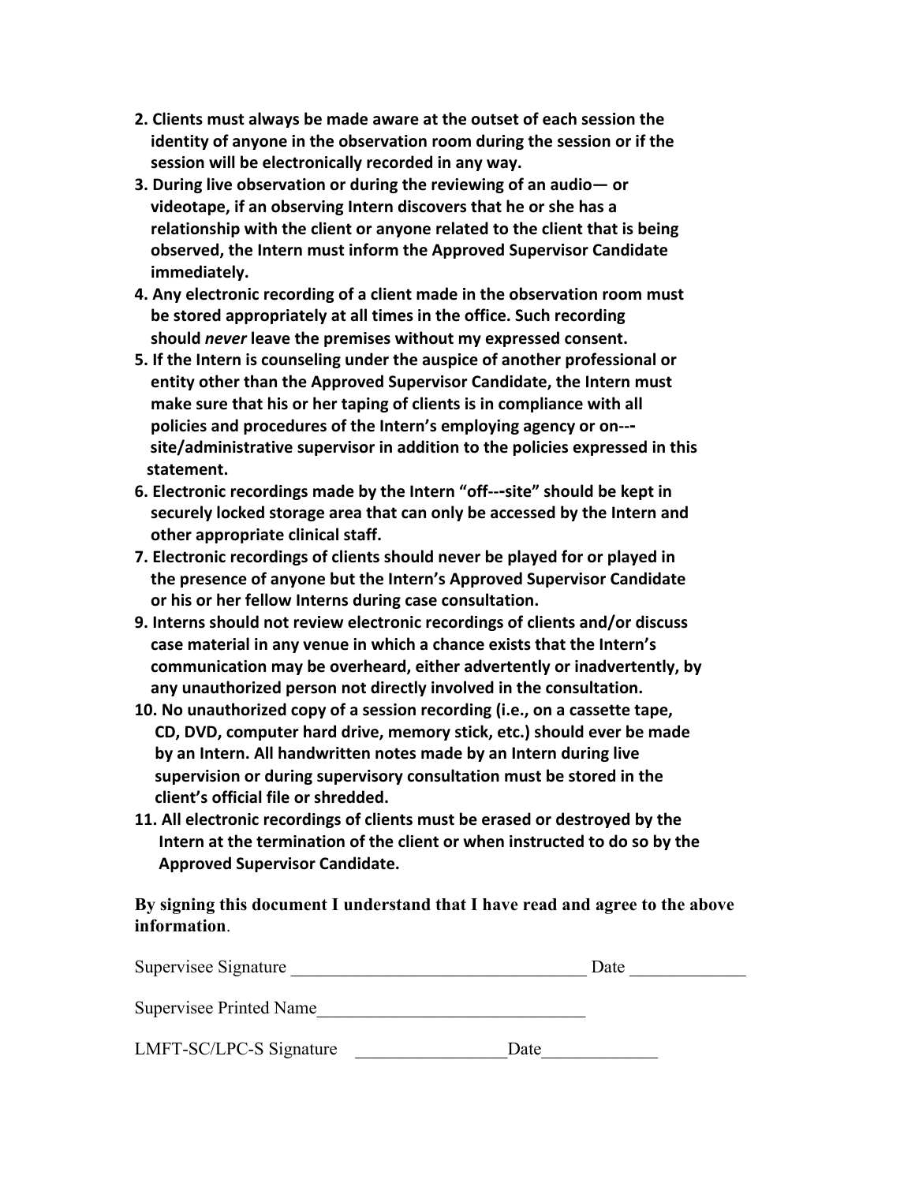**2. Clients must always be made aware at the outset of each session the identity of anyone in the observation room during the session or if the session will be electronically recorded in any way.**

**3. During live observation or during the reviewing of an audio— or videotape, if an observing Intern discovers that he or she has a relationship with the client or anyone related to the client that is being observed, the Intern must inform the Approved Supervisor Candidate immediately.**

**4. Any electronic recording of a client made in the observation room must be stored appropriately at all times in the office. Such recording should *never* leave the premises without my expressed consent.**

**5. If the Intern is counseling under the auspice of another professional or entity other than the Approved Supervisor Candidate, the Intern must make sure that his or her taping of clients is in compliance with all policies and procedures of the Intern's employing agency or on---site/administrative supervisor in addition to the policies expressed in this statement.**

**6. Electronic recordings made by the Intern "off---site" should be kept in securely locked storage area that can only be accessed by the Intern and other appropriate clinical staff.**

**7. Electronic recordings of clients should never be played for or played in the presence of anyone but the Intern's Approved Supervisor Candidate or his or her fellow Interns during case consultation.**

**9. Interns should not review electronic recordings of clients and/or discuss case material in any venue in which a chance exists that the Intern's communication may be overheard, either advertently or inadvertently, by any unauthorized person not directly involved in the consultation.**

**10. No unauthorized copy of a session recording (i.e., on a cassette tape, CD, DVD, computer hard drive, memory stick, etc.) should ever be made by an Intern. All handwritten notes made by an Intern during live supervision or during supervisory consultation must be stored in the client's official file or shredded.**

**11. All electronic recordings of clients must be erased or destroyed by the Intern at the termination of the client or when instructed to do so by the Approved Supervisor Candidate.**

**By signing this document I understand that I have read and agree to the above information**.

Supervisee Signature ________________________________ Date ____________

Supervisee Printed Name______________________________

LMFT-SC/LPC-S Signature ________________Date____________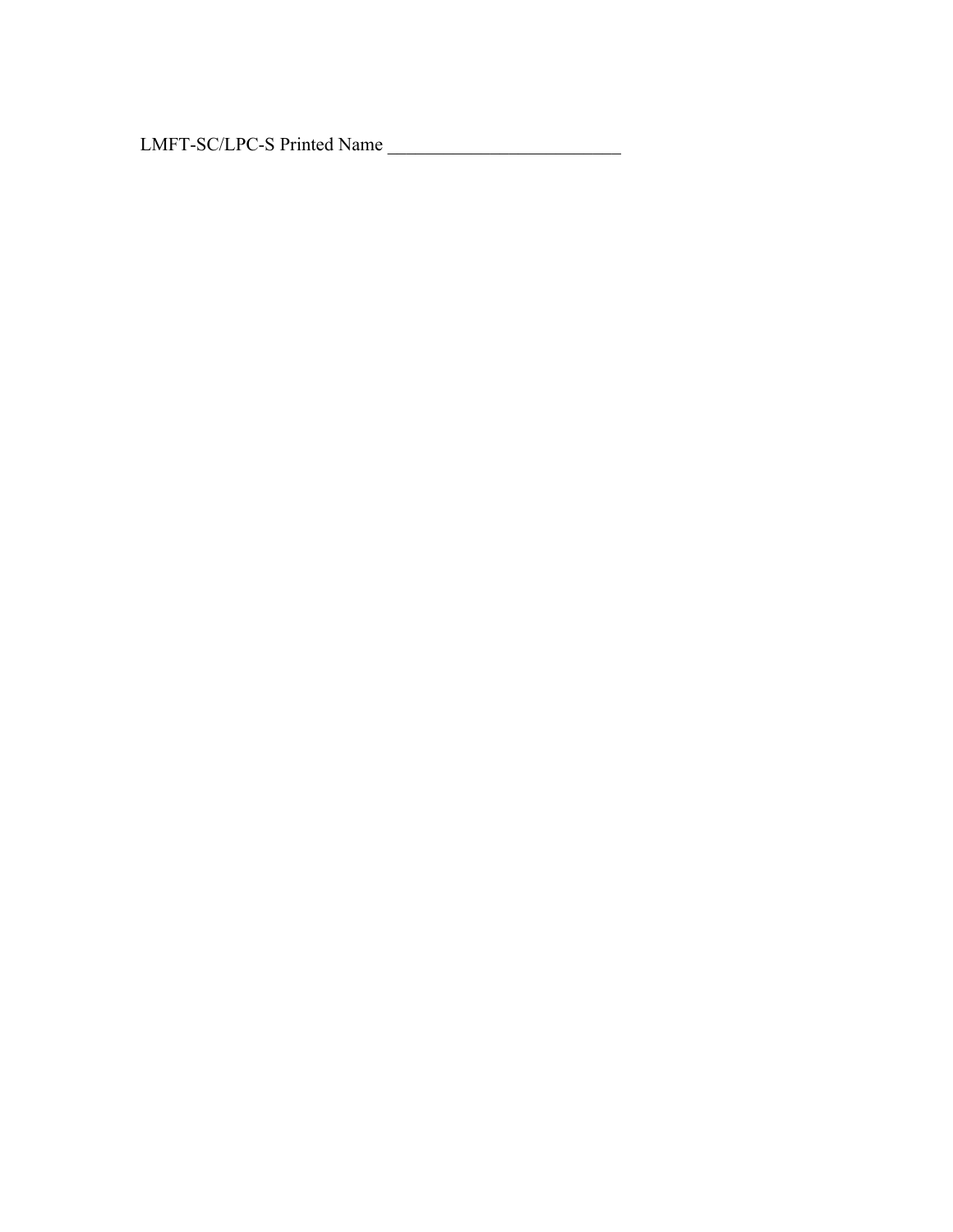LMFT-SC/LPC-S Printed Name _________________________